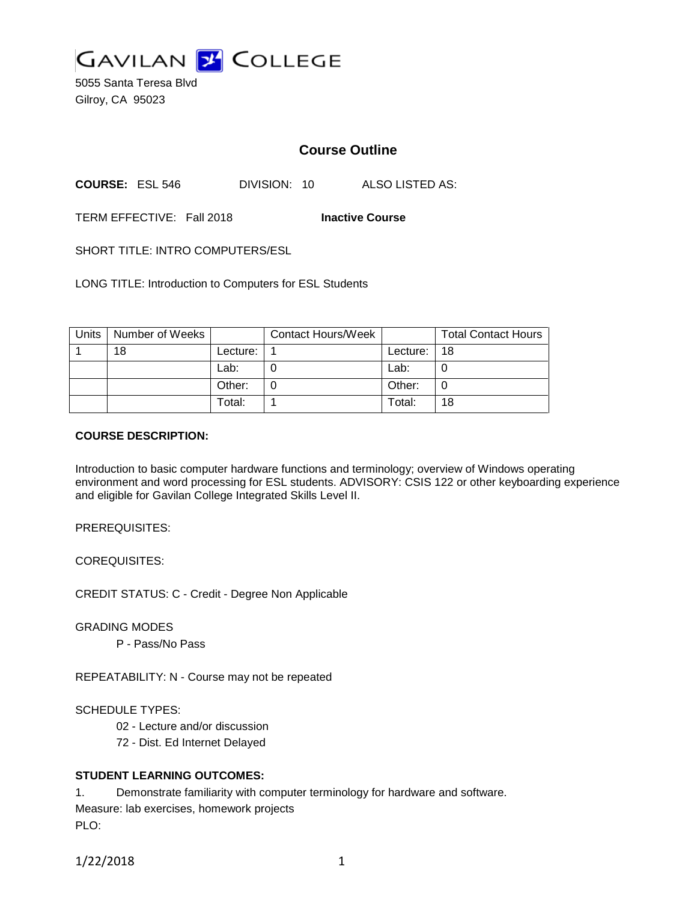GAVILAN COLLEGE

5055 Santa Teresa Blvd
Gilroy, CA 95023

## Course Outline

**COURSE:** ESL 546 DIVISION: 10 ALSO LISTED AS:

TERM EFFECTIVE: Fall 2018 **Inactive Course**

SHORT TITLE: INTRO COMPUTERS/ESL

LONG TITLE: Introduction to Computers for ESL Students

| Units | Number of Weeks | | Contact Hours/Week | | Total Contact Hours |
|---|---|---|---|---|---|
| 1 | 18 | Lecture: | 1 | Lecture: | 18 |
| | | Lab: | 0 | Lab: | 0 |
| | | Other: | 0 | Other: | 0 |
| | | Total: | 1 | Total: | 18 |

**COURSE DESCRIPTION:**

Introduction to basic computer hardware functions and terminology; overview of Windows operating environment and word processing for ESL students. ADVISORY: CSIS 122 or other keyboarding experience and eligible for Gavilan College Integrated Skills Level II.

PREREQUISITES:

COREQUISITES:

CREDIT STATUS: C - Credit - Degree Non Applicable

GRADING MODES

P - Pass/No Pass

REPEATABILITY: N - Course may not be repeated

SCHEDULE TYPES:

02 - Lecture and/or discussion

72 - Dist. Ed Internet Delayed

**STUDENT LEARNING OUTCOMES:**

1. Demonstrate familiarity with computer terminology for hardware and software.

Measure: lab exercises, homework projects

PLO: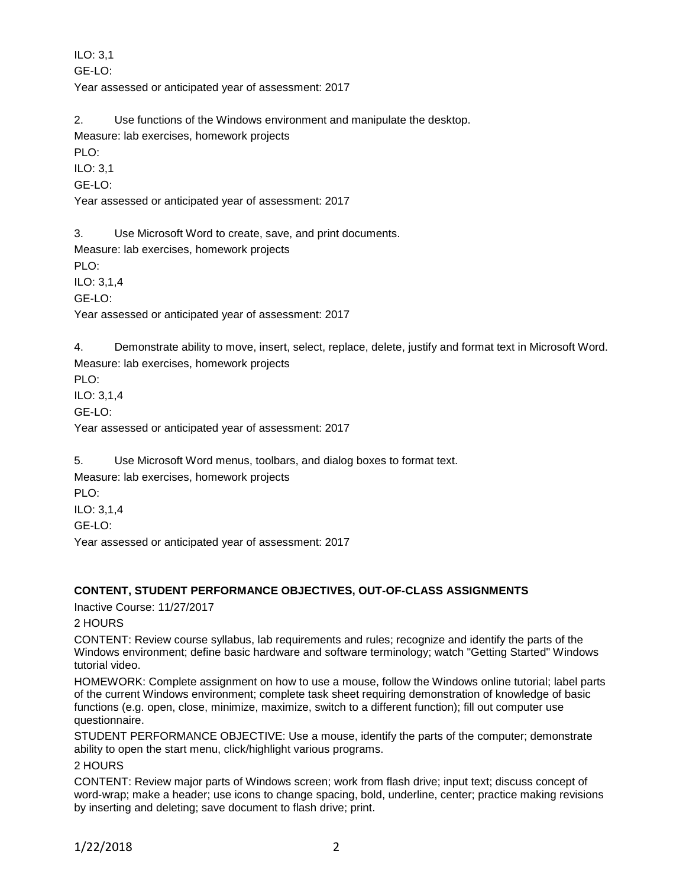ILO: 3,1

GE-LO:

Year assessed or anticipated year of assessment: 2017

2. Use functions of the Windows environment and manipulate the desktop.

Measure: lab exercises, homework projects

PLO:

ILO: 3,1

GE-LO:

Year assessed or anticipated year of assessment: 2017

3. Use Microsoft Word to create, save, and print documents.

Measure: lab exercises, homework projects

PLO:

ILO: 3,1,4

GE-LO:

Year assessed or anticipated year of assessment: 2017

4. Demonstrate ability to move, insert, select, replace, delete, justify and format text in Microsoft Word.

Measure: lab exercises, homework projects

PLO:

ILO: 3,1,4

GE-LO:

Year assessed or anticipated year of assessment: 2017

5. Use Microsoft Word menus, toolbars, and dialog boxes to format text.

Measure: lab exercises, homework projects

PLO:

ILO: 3,1,4

GE-LO:

Year assessed or anticipated year of assessment: 2017

**CONTENT, STUDENT PERFORMANCE OBJECTIVES, OUT-OF-CLASS ASSIGNMENTS**

Inactive Course: 11/27/2017

2 HOURS

CONTENT: Review course syllabus, lab requirements and rules; recognize and identify the parts of the Windows environment; define basic hardware and software terminology; watch "Getting Started" Windows tutorial video.

HOMEWORK: Complete assignment on how to use a mouse, follow the Windows online tutorial; label parts of the current Windows environment; complete task sheet requiring demonstration of knowledge of basic functions (e.g. open, close, minimize, maximize, switch to a different function); fill out computer use questionnaire.

STUDENT PERFORMANCE OBJECTIVE: Use a mouse, identify the parts of the computer; demonstrate ability to open the start menu, click/highlight various programs.

2 HOURS

CONTENT: Review major parts of Windows screen; work from flash drive; input text; discuss concept of word-wrap; make a header; use icons to change spacing, bold, underline, center; practice making revisions by inserting and deleting; save document to flash drive; print.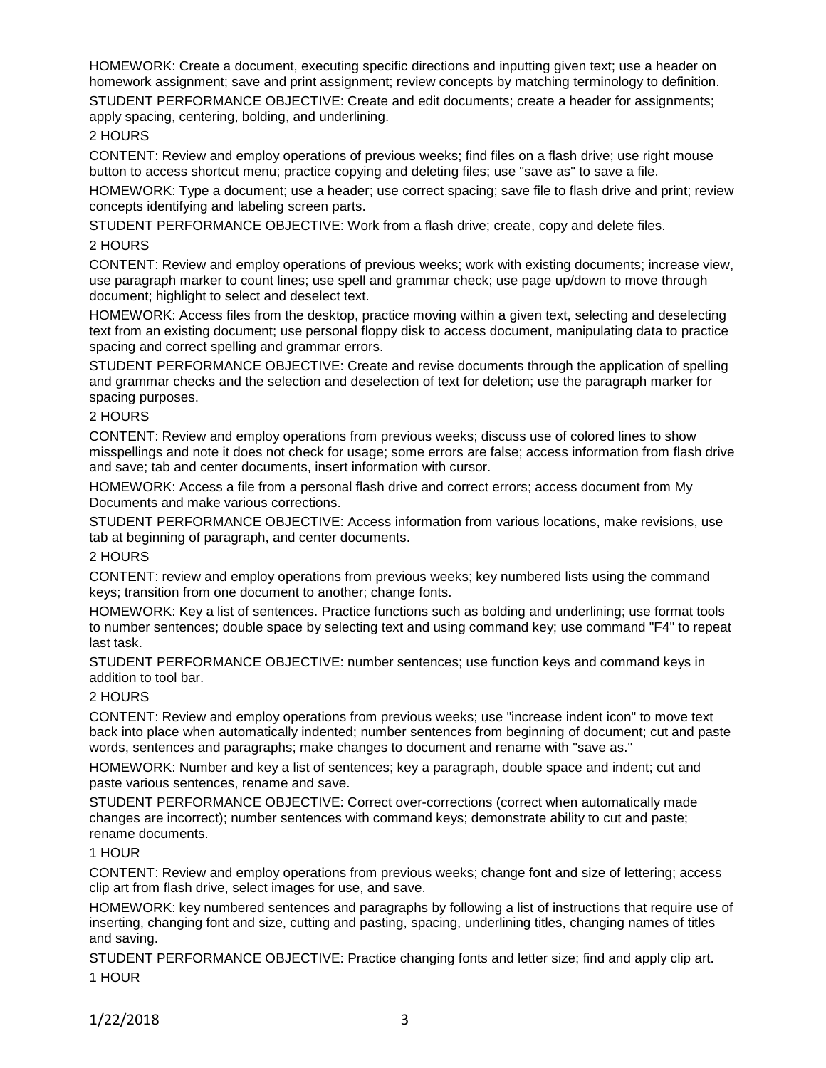HOMEWORK: Create a document, executing specific directions and inputting given text; use a header on homework assignment; save and print assignment; review concepts by matching terminology to definition.

STUDENT PERFORMANCE OBJECTIVE: Create and edit documents; create a header for assignments; apply spacing, centering, bolding, and underlining.

2 HOURS

CONTENT: Review and employ operations of previous weeks; find files on a flash drive; use right mouse button to access shortcut menu; practice copying and deleting files; use "save as" to save a file.

HOMEWORK: Type a document; use a header; use correct spacing; save file to flash drive and print; review concepts identifying and labeling screen parts.

STUDENT PERFORMANCE OBJECTIVE: Work from a flash drive; create, copy and delete files.

2 HOURS

CONTENT: Review and employ operations of previous weeks; work with existing documents; increase view, use paragraph marker to count lines; use spell and grammar check; use page up/down to move through document; highlight to select and deselect text.

HOMEWORK: Access files from the desktop, practice moving within a given text, selecting and deselecting text from an existing document; use personal floppy disk to access document, manipulating data to practice spacing and correct spelling and grammar errors.

STUDENT PERFORMANCE OBJECTIVE: Create and revise documents through the application of spelling and grammar checks and the selection and deselection of text for deletion; use the paragraph marker for spacing purposes.

2 HOURS

CONTENT: Review and employ operations from previous weeks; discuss use of colored lines to show misspellings and note it does not check for usage; some errors are false; access information from flash drive and save; tab and center documents, insert information with cursor.

HOMEWORK: Access a file from a personal flash drive and correct errors; access document from My Documents and make various corrections.

STUDENT PERFORMANCE OBJECTIVE: Access information from various locations, make revisions, use tab at beginning of paragraph, and center documents.

2 HOURS

CONTENT: review and employ operations from previous weeks; key numbered lists using the command keys; transition from one document to another; change fonts.

HOMEWORK: Key a list of sentences. Practice functions such as bolding and underlining; use format tools to number sentences; double space by selecting text and using command key; use command "F4" to repeat last task.

STUDENT PERFORMANCE OBJECTIVE: number sentences; use function keys and command keys in addition to tool bar.

2 HOURS

CONTENT: Review and employ operations from previous weeks; use "increase indent icon" to move text back into place when automatically indented; number sentences from beginning of document; cut and paste words, sentences and paragraphs; make changes to document and rename with "save as."

HOMEWORK: Number and key a list of sentences; key a paragraph, double space and indent; cut and paste various sentences, rename and save.

STUDENT PERFORMANCE OBJECTIVE: Correct over-corrections (correct when automatically made changes are incorrect); number sentences with command keys; demonstrate ability to cut and paste; rename documents.

1 HOUR

CONTENT: Review and employ operations from previous weeks; change font and size of lettering; access clip art from flash drive, select images for use, and save.

HOMEWORK: key numbered sentences and paragraphs by following a list of instructions that require use of inserting, changing font and size, cutting and pasting, spacing, underlining titles, changing names of titles and saving.

STUDENT PERFORMANCE OBJECTIVE: Practice changing fonts and letter size; find and apply clip art.

1 HOUR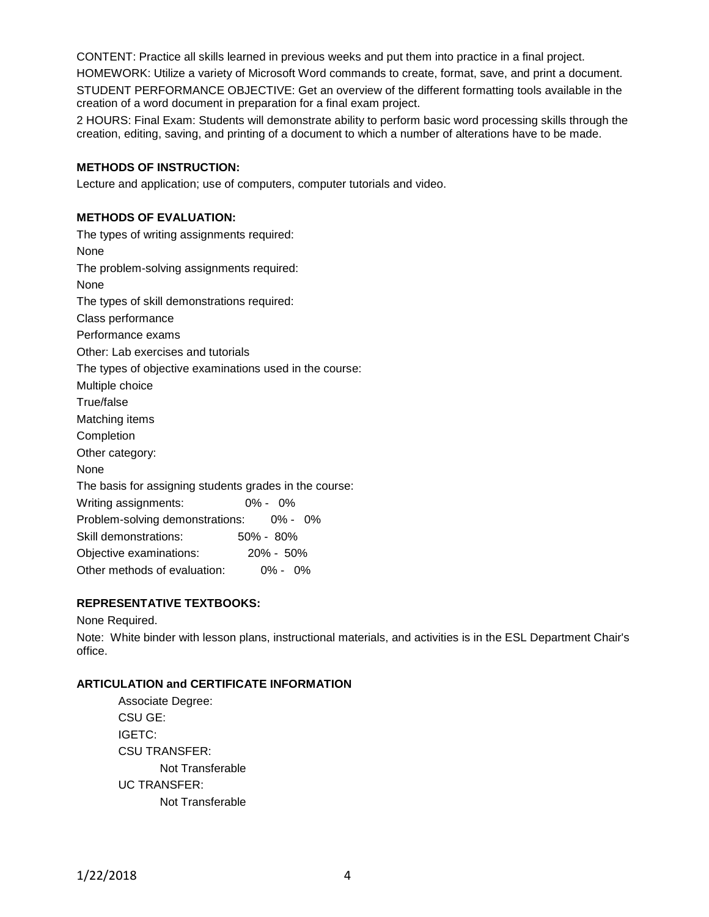CONTENT: Practice all skills learned in previous weeks and put them into practice in a final project.

HOMEWORK: Utilize a variety of Microsoft Word commands to create, format, save, and print a document.

STUDENT PERFORMANCE OBJECTIVE: Get an overview of the different formatting tools available in the creation of a word document in preparation for a final exam project.

2 HOURS: Final Exam: Students will demonstrate ability to perform basic word processing skills through the creation, editing, saving, and printing of a document to which a number of alterations have to be made.

**METHODS OF INSTRUCTION:**

Lecture and application; use of computers, computer tutorials and video.

**METHODS OF EVALUATION:**

The types of writing assignments required:

None

The problem-solving assignments required:

None

The types of skill demonstrations required:

Class performance

Performance exams

Other: Lab exercises and tutorials

The types of objective examinations used in the course:

Multiple choice

True/false

Matching items

Completion

Other category:

None

The basis for assigning students grades in the course:

| | |
|---|---|
| Writing assignments: | 0% - 0% |
| Problem-solving demonstrations: | 0% - 0% |
| Skill demonstrations: | 50% - 80% |
| Objective examinations: | 20% - 50% |
| Other methods of evaluation: | 0% - 0% |

**REPRESENTATIVE TEXTBOOKS:**

None Required.

Note: White binder with lesson plans, instructional materials, and activities is in the ESL Department Chair's office.

**ARTICULATION and CERTIFICATE INFORMATION**

Associate Degree:

CSU GE:

IGETC:

CSU TRANSFER:

Not Transferable

UC TRANSFER:

Not Transferable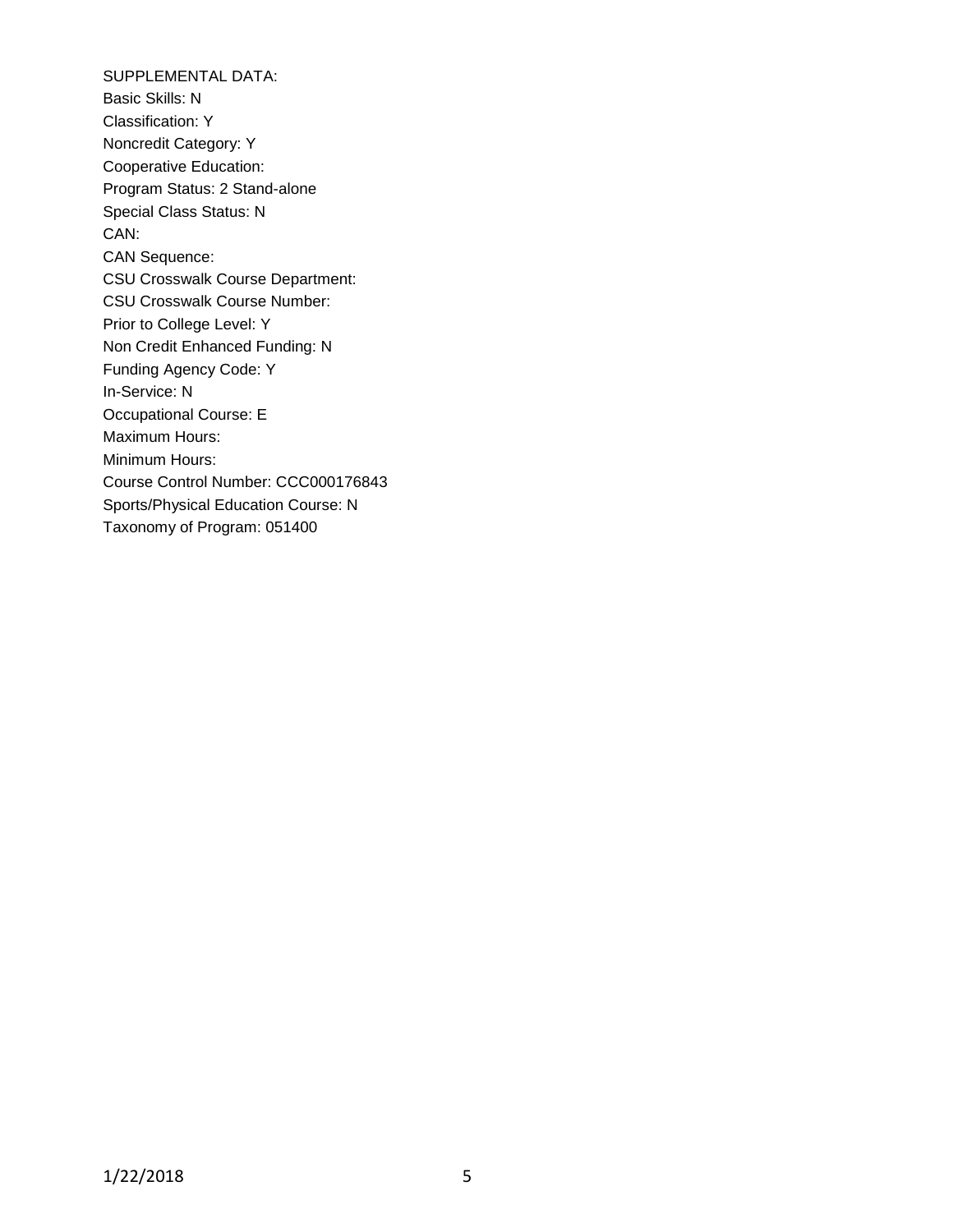SUPPLEMENTAL DATA:

Basic Skills: N

Classification: Y

Noncredit Category: Y

Cooperative Education:

Program Status: 2 Stand-alone

Special Class Status: N

CAN:

CAN Sequence:

CSU Crosswalk Course Department:

CSU Crosswalk Course Number:

Prior to College Level: Y

Non Credit Enhanced Funding: N

Funding Agency Code: Y

In-Service: N

Occupational Course: E

Maximum Hours:

Minimum Hours:

Course Control Number: CCC000176843

Sports/Physical Education Course: N

Taxonomy of Program: 051400